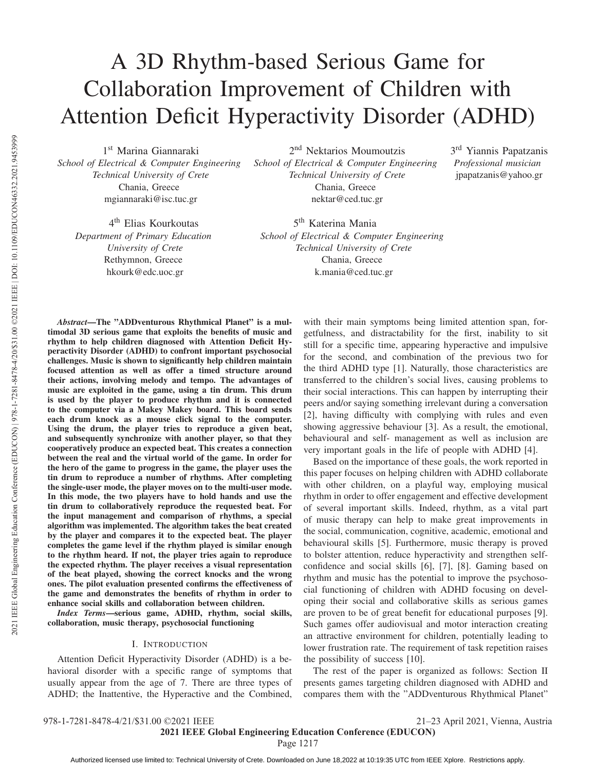# A 3D Rhythm-based Serious Game for Collaboration Improvement of Children with Attention Deficit Hyperactivity Disorder (ADHD)

1st Marina Giannaraki
*School of Electrical & Computer Engineering*
*Technical University of Crete*
Chania, Greece
mgiannaraki@isc.tuc.gr

2nd Nektarios Moumoutzis
*School of Electrical & Computer Engineering*
*Technical University of Crete*
Chania, Greece
nektar@ced.tuc.gr

3rd Yiannis Papatzanis
*Professional musician*
jpapatzanis@yahoo.gr

4th Elias Kourkoutas
*Department of Primary Education*
*University of Crete*
Rethymnon, Greece
hkourk@edc.uoc.gr

5th Katerina Mania
*School of Electrical & Computer Engineering*
*Technical University of Crete*
Chania, Greece
k.mania@ced.tuc.gr

***Abstract*—The "ADDventurous Rhythmical Planet" is a multimodal 3D serious game that exploits the benefits of music and rhythm to help children diagnosed with Attention Deficit Hyperactivity Disorder (ADHD) to confront important psychosocial challenges. Music is shown to significantly help children maintain focused attention as well as offer a timed structure around their actions, involving melody and tempo. The advantages of music are exploited in the game, using a tin drum. This drum is used by the player to produce rhythm and it is connected to the computer via a Makey Makey board. This board sends each drum knock as a mouse click signal to the computer. Using the drum, the player tries to reproduce a given beat, and subsequently synchronize with another player, so that they cooperatively produce an expected beat. This creates a connection between the real and the virtual world of the game. In order for the hero of the game to progress in the game, the player uses the tin drum to reproduce a number of rhythms. After completing the single-user mode, the player moves on to the multi-user mode. In this mode, the two players have to hold hands and use the tin drum to collaboratively reproduce the requested beat. For the input management and comparison of rhythms, a special algorithm was implemented. The algorithm takes the beat created by the player and compares it to the expected beat. The player completes the game level if the rhythm played is similar enough to the rhythm heard. If not, the player tries again to reproduce the expected rhythm. The player receives a visual representation of the beat played, showing the correct knocks and the wrong ones. The pilot evaluation presented confirms the effectiveness of the game and demonstrates the benefits of rhythm in order to enhance social skills and collaboration between children.**

***Index Terms*—serious game, ADHD, rhythm, social skills, collaboration, music therapy, psychosocial functioning**

## I. Introduction

Attention Deficit Hyperactivity Disorder (ADHD) is a behavioral disorder with a specific range of symptoms that usually appear from the age of 7. There are three types of ADHD; the Inattentive, the Hyperactive and the Combined, with their main symptoms being limited attention span, forgetfulness, and distractability for the first, inability to sit still for a specific time, appearing hyperactive and impulsive for the second, and combination of the previous two for the third ADHD type [1]. Naturally, those characteristics are transferred to the children's social lives, causing problems to their social interactions. This can happen by interrupting their peers and/or saying something irrelevant during a conversation [2], having difficulty with complying with rules and even showing aggressive behaviour [3]. As a result, the emotional, behavioural and self- management as well as inclusion are very important goals in the life of people with ADHD [4].

Based on the importance of these goals, the work reported in this paper focuses on helping children with ADHD collaborate with other children, on a playful way, employing musical rhythm in order to offer engagement and effective development of several important skills. Indeed, rhythm, as a vital part of music therapy can help to make great improvements in the social, communication, cognitive, academic, emotional and behavioural skills [5]. Furthermore, music therapy is proved to bolster attention, reduce hyperactivity and strengthen self-confidence and social skills [6], [7], [8]. Gaming based on rhythm and music has the potential to improve the psychosocial functioning of children with ADHD focusing on developing their social and collaborative skills as serious games are proven to be of great benefit for educational purposes [9]. Such games offer audiovisual and motor interaction creating an attractive environment for children, potentially leading to lower frustration rate. The requirement of task repetition raises the possibility of success [10].

The rest of the paper is organized as follows: Section II presents games targeting children diagnosed with ADHD and compares them with the "ADDventurous Rhythmical Planet"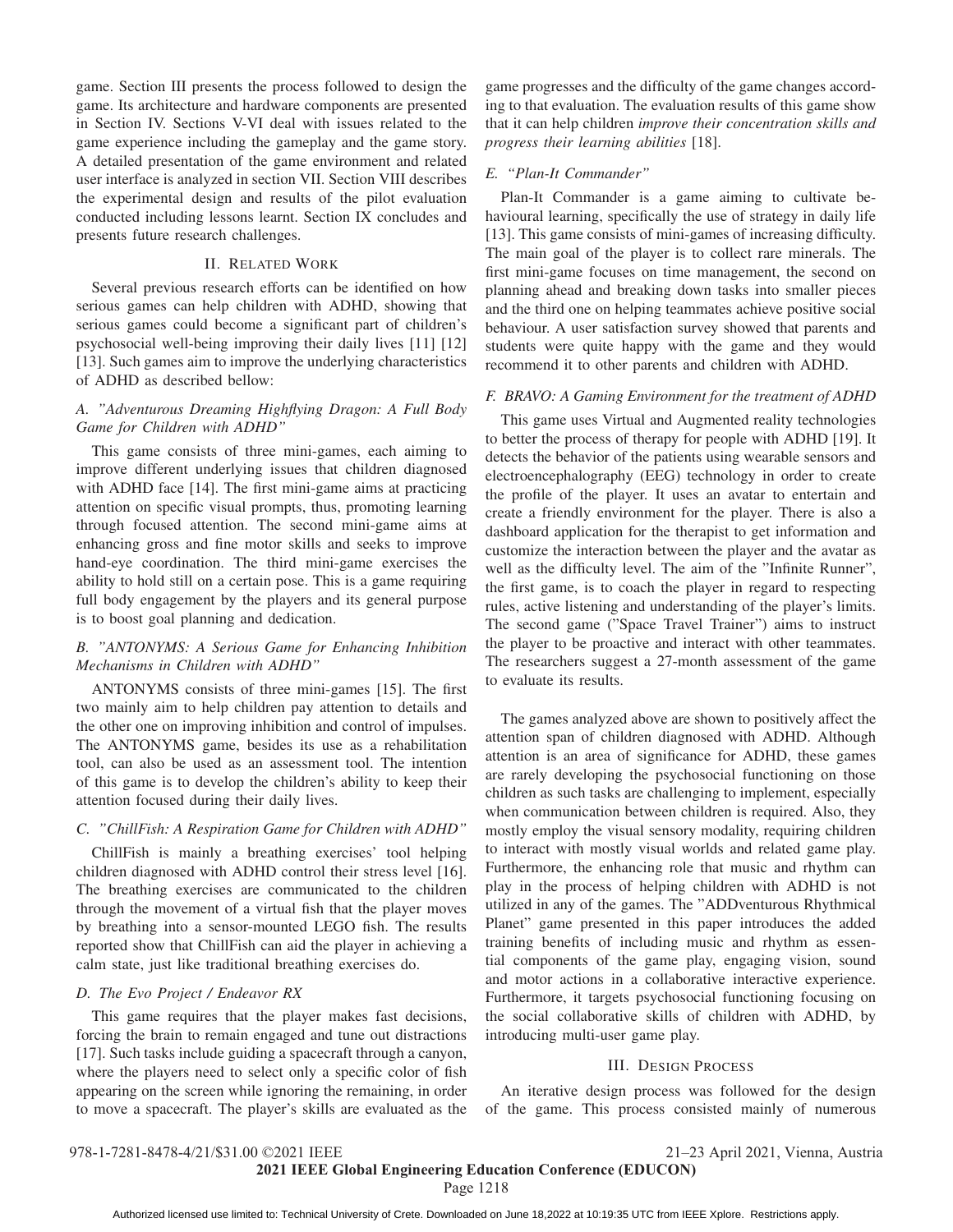game. Section III presents the process followed to design the game. Its architecture and hardware components are presented in Section IV. Sections V-VI deal with issues related to the game experience including the gameplay and the game story. A detailed presentation of the game environment and related user interface is analyzed in section VII. Section VIII describes the experimental design and results of the pilot evaluation conducted including lessons learnt. Section IX concludes and presents future research challenges.

## II. Related Work

Several previous research efforts can be identified on how serious games can help children with ADHD, showing that serious games could become a significant part of children's psychosocial well-being improving their daily lives [11] [12] [13]. Such games aim to improve the underlying characteristics of ADHD as described bellow:

### A. "Adventurous Dreaming Highflying Dragon: A Full Body Game for Children with ADHD"

This game consists of three mini-games, each aiming to improve different underlying issues that children diagnosed with ADHD face [14]. The first mini-game aims at practicing attention on specific visual prompts, thus, promoting learning through focused attention. The second mini-game aims at enhancing gross and fine motor skills and seeks to improve hand-eye coordination. The third mini-game exercises the ability to hold still on a certain pose. This is a game requiring full body engagement by the players and its general purpose is to boost goal planning and dedication.

### B. "ANTONYMS: A Serious Game for Enhancing Inhibition Mechanisms in Children with ADHD"

ANTONYMS consists of three mini-games [15]. The first two mainly aim to help children pay attention to details and the other one on improving inhibition and control of impulses. The ANTONYMS game, besides its use as a rehabilitation tool, can also be used as an assessment tool. The intention of this game is to develop the children's ability to keep their attention focused during their daily lives.

### C. "ChillFish: A Respiration Game for Children with ADHD"

ChillFish is mainly a breathing exercises' tool helping children diagnosed with ADHD control their stress level [16]. The breathing exercises are communicated to the children through the movement of a virtual fish that the player moves by breathing into a sensor-mounted LEGO fish. The results reported show that ChillFish can aid the player in achieving a calm state, just like traditional breathing exercises do.

### D. The Evo Project / Endeavor RX

This game requires that the player makes fast decisions, forcing the brain to remain engaged and tune out distractions [17]. Such tasks include guiding a spacecraft through a canyon, where the players need to select only a specific color of fish appearing on the screen while ignoring the remaining, in order to move a spacecraft. The player's skills are evaluated as the game progresses and the difficulty of the game changes according to that evaluation. The evaluation results of this game show that it can help children *improve their concentration skills and progress their learning abilities* [18].

### E. "Plan-It Commander"

Plan-It Commander is a game aiming to cultivate behavioural learning, specifically the use of strategy in daily life [13]. This game consists of mini-games of increasing difficulty. The main goal of the player is to collect rare minerals. The first mini-game focuses on time management, the second on planning ahead and breaking down tasks into smaller pieces and the third one on helping teammates achieve positive social behaviour. A user satisfaction survey showed that parents and students were quite happy with the game and they would recommend it to other parents and children with ADHD.

### F. BRAVO: A Gaming Environment for the treatment of ADHD

This game uses Virtual and Augmented reality technologies to better the process of therapy for people with ADHD [19]. It detects the behavior of the patients using wearable sensors and electroencephalography (EEG) technology in order to create the profile of the player. It uses an avatar to entertain and create a friendly environment for the player. There is also a dashboard application for the therapist to get information and customize the interaction between the player and the avatar as well as the difficulty level. The aim of the "Infinite Runner", the first game, is to coach the player in regard to respecting rules, active listening and understanding of the player's limits. The second game ("Space Travel Trainer") aims to instruct the player to be proactive and interact with other teammates. The researchers suggest a 27-month assessment of the game to evaluate its results.

The games analyzed above are shown to positively affect the attention span of children diagnosed with ADHD. Although attention is an area of significance for ADHD, these games are rarely developing the psychosocial functioning on those children as such tasks are challenging to implement, especially when communication between children is required. Also, they mostly employ the visual sensory modality, requiring children to interact with mostly visual worlds and related game play. Furthermore, the enhancing role that music and rhythm can play in the process of helping children with ADHD is not utilized in any of the games. The "ADDventurous Rhythmical Planet" game presented in this paper introduces the added training benefits of including music and rhythm as essential components of the game play, engaging vision, sound and motor actions in a collaborative interactive experience. Furthermore, it targets psychosocial functioning focusing on the social collaborative skills of children with ADHD, by introducing multi-user game play.

## III. Design Process

An iterative design process was followed for the design of the game. This process consisted mainly of numerous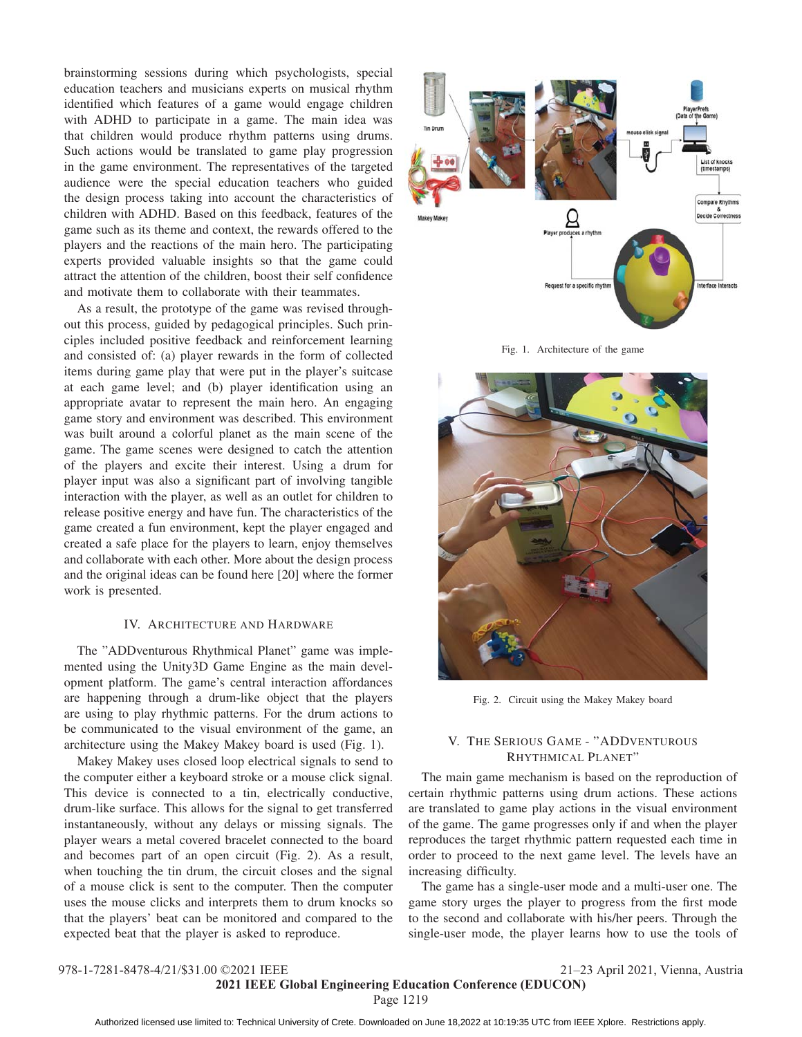brainstorming sessions during which psychologists, special education teachers and musicians experts on musical rhythm identified which features of a game would engage children with ADHD to participate in a game. The main idea was that children would produce rhythm patterns using drums. Such actions would be translated to game play progression in the game environment. The representatives of the targeted audience were the special education teachers who guided the design process taking into account the characteristics of children with ADHD. Based on this feedback, features of the game such as its theme and context, the rewards offered to the players and the reactions of the main hero. The participating experts provided valuable insights so that the game could attract the attention of the children, boost their self confidence and motivate them to collaborate with their teammates.

As a result, the prototype of the game was revised throughout this process, guided by pedagogical principles. Such principles included positive feedback and reinforcement learning and consisted of: (a) player rewards in the form of collected items during game play that were put in the player's suitcase at each game level; and (b) player identification using an appropriate avatar to represent the main hero. An engaging game story and environment was described. This environment was built around a colorful planet as the main scene of the game. The game scenes were designed to catch the attention of the players and excite their interest. Using a drum for player input was also a significant part of involving tangible interaction with the player, as well as an outlet for children to release positive energy and have fun. The characteristics of the game created a fun environment, kept the player engaged and created a safe place for the players to learn, enjoy themselves and collaborate with each other. More about the design process and the original ideas can be found here [20] where the former work is presented.

## IV. Architecture and Hardware

The "ADDventurous Rhythmical Planet" game was implemented using the Unity3D Game Engine as the main development platform. The game's central interaction affordances are happening through a drum-like object that the players are using to play rhythmic patterns. For the drum actions to be communicated to the visual environment of the game, an architecture using the Makey Makey board is used (Fig. 1).

Makey Makey uses closed loop electrical signals to send to the computer either a keyboard stroke or a mouse click signal. This device is connected to a tin, electrically conductive, drum-like surface. This allows for the signal to get transferred instantaneously, without any delays or missing signals. The player wears a metal covered bracelet connected to the board and becomes part of an open circuit (Fig. 2). As a result, when touching the tin drum, the circuit closes and the signal of a mouse click is sent to the computer. Then the computer uses the mouse clicks and interprets them to drum knocks so that the players' beat can be monitored and compared to the expected beat that the player is asked to reproduce.

Fig. 1. Architecture of the game

Fig. 2. Circuit using the Makey Makey board

## V. The Serious Game - "ADDventurous Rhythmical Planet"

The main game mechanism is based on the reproduction of certain rhythmic patterns using drum actions. These actions are translated to game play actions in the visual environment of the game. The game progresses only if and when the player reproduces the target rhythmic pattern requested each time in order to proceed to the next game level. The levels have an increasing difficulty.

The game has a single-user mode and a multi-user one. The game story urges the player to progress from the first mode to the second and collaborate with his/her peers. Through the single-user mode, the player learns how to use the tools of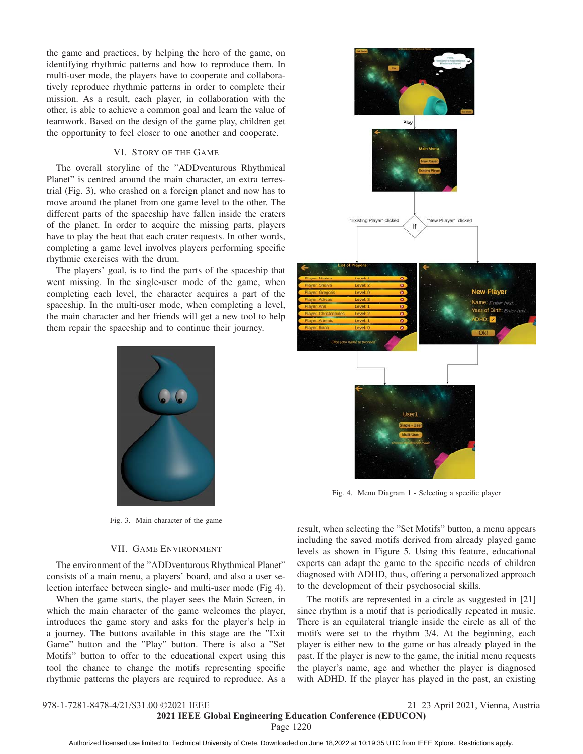the game and practices, by helping the hero of the game, on identifying rhythmic patterns and how to reproduce them. In multi-user mode, the players have to cooperate and collaboratively reproduce rhythmic patterns in order to complete their mission. As a result, each player, in collaboration with the other, is able to achieve a common goal and learn the value of teamwork. Based on the design of the game play, children get the opportunity to feel closer to one another and cooperate.

## VI. Story of the Game

The overall storyline of the "ADDventurous Rhythmical Planet" is centred around the main character, an extra terrestrial (Fig. 3), who crashed on a foreign planet and now has to move around the planet from one game level to the other. The different parts of the spaceship have fallen inside the craters of the planet. In order to acquire the missing parts, players have to play the beat that each crater requests. In other words, completing a game level involves players performing specific rhythmic exercises with the drum.

The players' goal, is to find the parts of the spaceship that went missing. In the single-user mode of the game, when completing each level, the character acquires a part of the spaceship. In the multi-user mode, when completing a level, the main character and her friends will get a new tool to help them repair the spaceship and to continue their journey.

Fig. 3. Main character of the game

Fig. 4. Menu Diagram 1 - Selecting a specific player

## VII. Game Environment

The environment of the "ADDventurous Rhythmical Planet" consists of a main menu, a players' board, and also a user selection interface between single- and multi-user mode (Fig 4).

When the game starts, the player sees the Main Screen, in which the main character of the game welcomes the player, introduces the game story and asks for the player's help in a journey. The buttons available in this stage are the "Exit Game" button and the "Play" button. There is also a "Set Motifs" button to offer to the educational expert using this tool the chance to change the motifs representing specific rhythmic patterns the players are required to reproduce. As a result, when selecting the "Set Motifs" button, a menu appears including the saved motifs derived from already played game levels as shown in Figure 5. Using this feature, educational experts can adapt the game to the specific needs of children diagnosed with ADHD, thus, offering a personalized approach to the development of their psychosocial skills.

The motifs are represented in a circle as suggested in [21] since rhythm is a motif that is periodically repeated in music. There is an equilateral triangle inside the circle as all of the motifs were set to the rhythm 3/4. At the beginning, each player is either new to the game or has already played in the past. If the player is new to the game, the initial menu requests the player's name, age and whether the player is diagnosed with ADHD. If the player has played in the past, an existing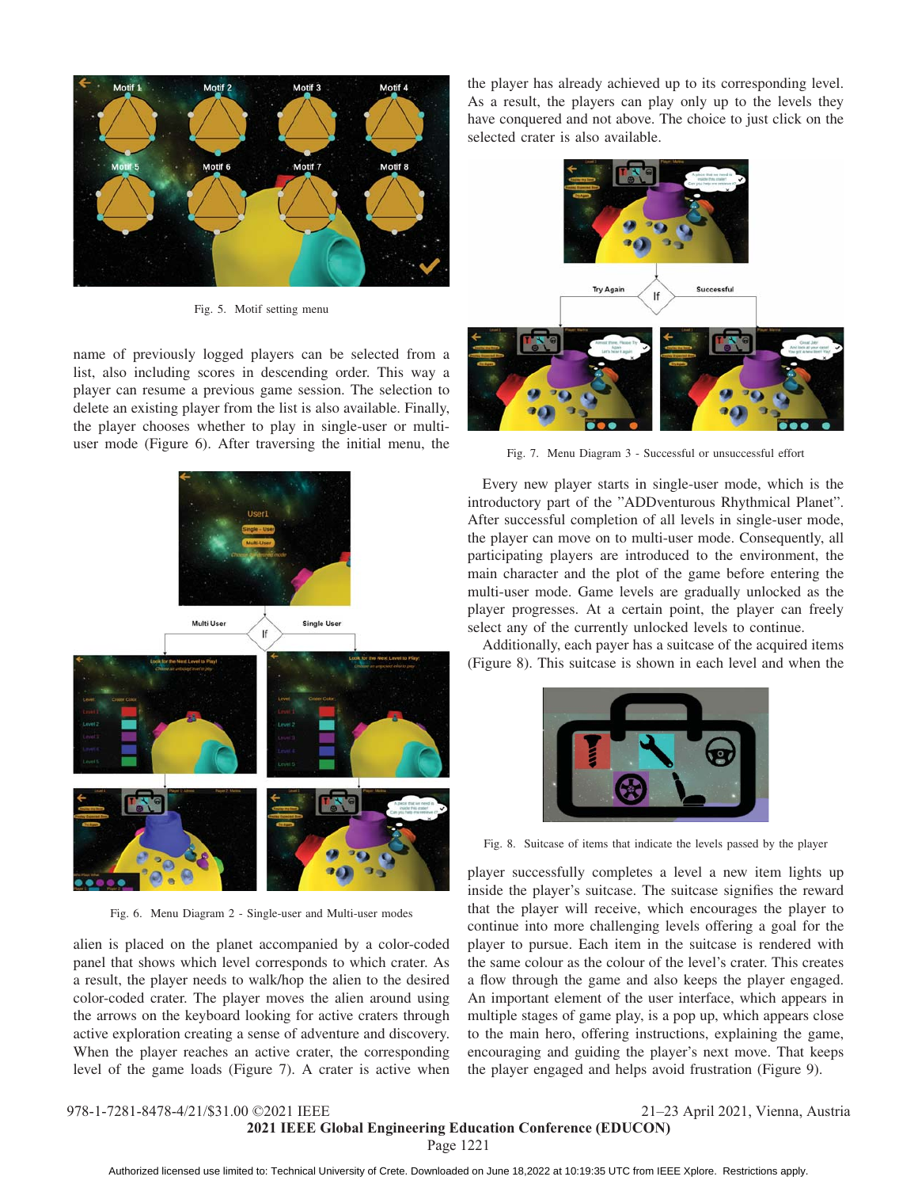Fig. 5. Motif setting menu

name of previously logged players can be selected from a list, also including scores in descending order. This way a player can resume a previous game session. The selection to delete an existing player from the list is also available. Finally, the player chooses whether to play in single-user or multi-user mode (Figure 6). After traversing the initial menu, the alien is placed on the planet accompanied by a color-coded panel that shows which level corresponds to which crater. As a result, the player needs to walk/hop the alien to the desired color-coded crater. The player moves the alien around using the arrows on the keyboard looking for active craters through active exploration creating a sense of adventure and discovery. When the player reaches an active crater, the corresponding level of the game loads (Figure 7). A crater is active when the player has already achieved up to its corresponding level. As a result, the players can play only up to the levels they have conquered and not above. The choice to just click on the selected crater is also available.

Fig. 6. Menu Diagram 2 - Single-user and Multi-user modes

Fig. 7. Menu Diagram 3 - Successful or unsuccessful effort

Every new player starts in single-user mode, which is the introductory part of the "ADDventurous Rhythmical Planet". After successful completion of all levels in single-user mode, the player can move on to multi-user mode. Consequently, all participating players are introduced to the environment, the main character and the plot of the game before entering the multi-user mode. Game levels are gradually unlocked as the player progresses. At a certain point, the player can freely select any of the currently unlocked levels to continue.

Additionally, each payer has a suitcase of the acquired items (Figure 8). This suitcase is shown in each level and when the player successfully completes a level a new item lights up inside the player's suitcase. The suitcase signifies the reward that the player will receive, which encourages the player to continue into more challenging levels offering a goal for the player to pursue. Each item in the suitcase is rendered with the same colour as the colour of the level's crater. This creates a flow through the game and also keeps the player engaged. An important element of the user interface, which appears in multiple stages of game play, is a pop up, which appears close to the main hero, offering instructions, explaining the game, encouraging and guiding the player's next move. That keeps the player engaged and helps avoid frustration (Figure 9).

Fig. 8. Suitcase of items that indicate the levels passed by the player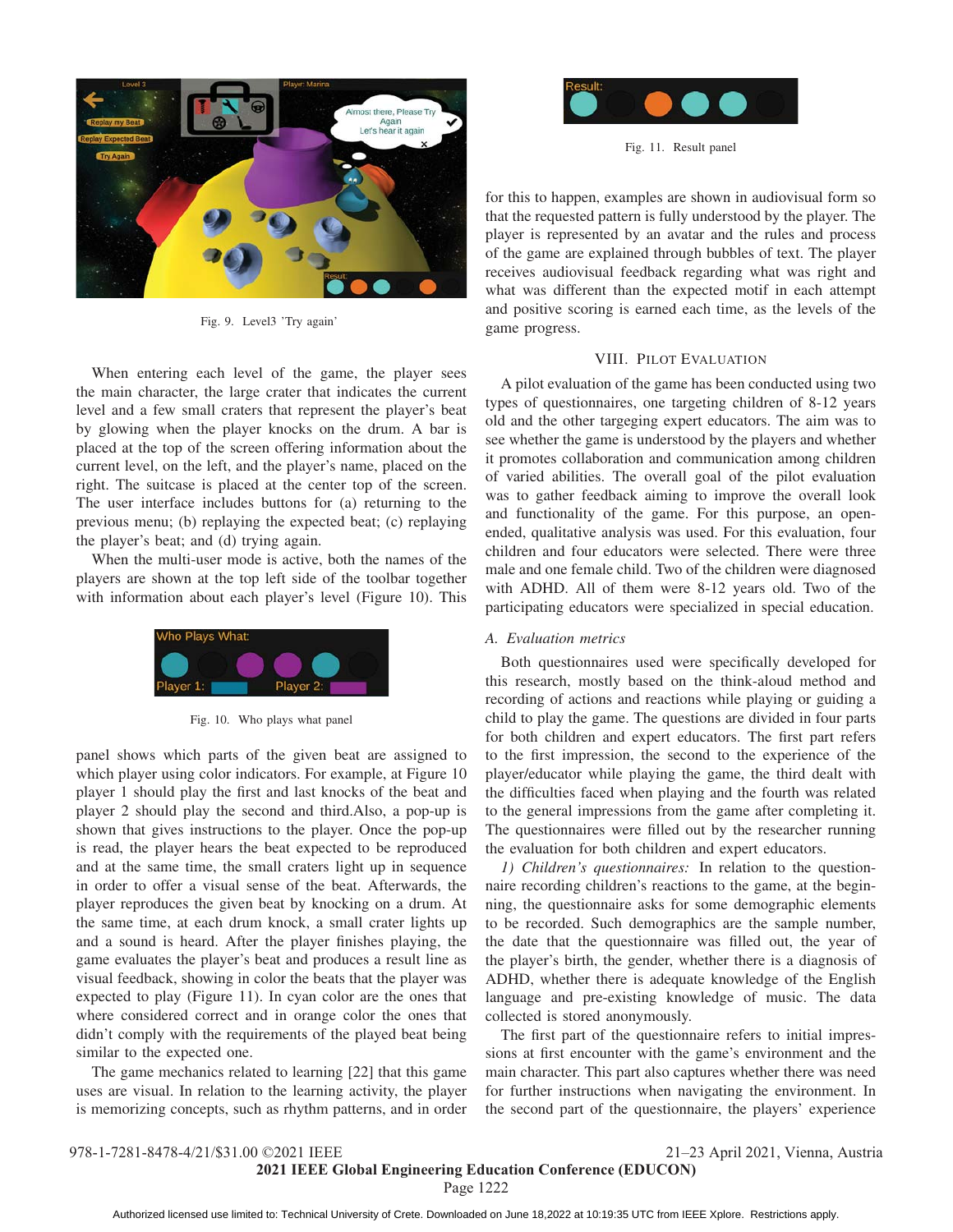Fig. 9. Level3 'Try again'

When entering each level of the game, the player sees the main character, the large crater that indicates the current level and a few small craters that represent the player's beat by glowing when the player knocks on the drum. A bar is placed at the top of the screen offering information about the current level, on the left, and the player's name, placed on the right. The suitcase is placed at the center top of the screen. The user interface includes buttons for (a) returning to the previous menu; (b) replaying the expected beat; (c) replaying the player's beat; and (d) trying again.

When the multi-user mode is active, both the names of the players are shown at the top left side of the toolbar together with information about each player's level (Figure 10). This panel shows which parts of the given beat are assigned to which player using color indicators. For example, at Figure 10 player 1 should play the first and last knocks of the beat and player 2 should play the second and third.Also, a pop-up is shown that gives instructions to the player. Once the pop-up is read, the player hears the beat expected to be reproduced and at the same time, the small craters light up in sequence in order to offer a visual sense of the beat. Afterwards, the player reproduces the given beat by knocking on a drum. At the same time, at each drum knock, a small crater lights up and a sound is heard. After the player finishes playing, the game evaluates the player's beat and produces a result line as visual feedback, showing in color the beats that the player was expected to play (Figure 11). In cyan color are the ones that where considered correct and in orange color the ones that didn't comply with the requirements of the played beat being similar to the expected one.

Fig. 10. Who plays what panel

The game mechanics related to learning [22] that this game uses are visual. In relation to the learning activity, the player is memorizing concepts, such as rhythm patterns, and in order for this to happen, examples are shown in audiovisual form so that the requested pattern is fully understood by the player. The player is represented by an avatar and the rules and process of the game are explained through bubbles of text. The player receives audiovisual feedback regarding what was right and what was different than the expected motif in each attempt and positive scoring is earned each time, as the levels of the game progress.

Fig. 11. Result panel

## VIII. Pilot Evaluation

A pilot evaluation of the game has been conducted using two types of questionnaires, one targeting children of 8-12 years old and the other targeging expert educators. The aim was to see whether the game is understood by the players and whether it promotes collaboration and communication among children of varied abilities. The overall goal of the pilot evaluation was to gather feedback aiming to improve the overall look and functionality of the game. For this purpose, an open-ended, qualitative analysis was used. For this evaluation, four children and four educators were selected. There were three male and one female child. Two of the children were diagnosed with ADHD. All of them were 8-12 years old. Two of the participating educators were specialized in special education.

### A. Evaluation metrics

Both questionnaires used were specifically developed for this research, mostly based on the think-aloud method and recording of actions and reactions while playing or guiding a child to play the game. The questions are divided in four parts for both children and expert educators. The first part refers to the first impression, the second to the experience of the player/educator while playing the game, the third dealt with the difficulties faced when playing and the fourth was related to the general impressions from the game after completing it. The questionnaires were filled out by the researcher running the evaluation for both children and expert educators.

*1) Children's questionnaires:* In relation to the questionnaire recording children's reactions to the game, at the beginning, the questionnaire asks for some demographic elements to be recorded. Such demographics are the sample number, the date that the questionnaire was filled out, the year of the player's birth, the gender, whether there is a diagnosis of ADHD, whether there is adequate knowledge of the English language and pre-existing knowledge of music. The data collected is stored anonymously.

The first part of the questionnaire refers to initial impressions at first encounter with the game's environment and the main character. This part also captures whether there was need for further instructions when navigating the environment. In the second part of the questionnaire, the players' experience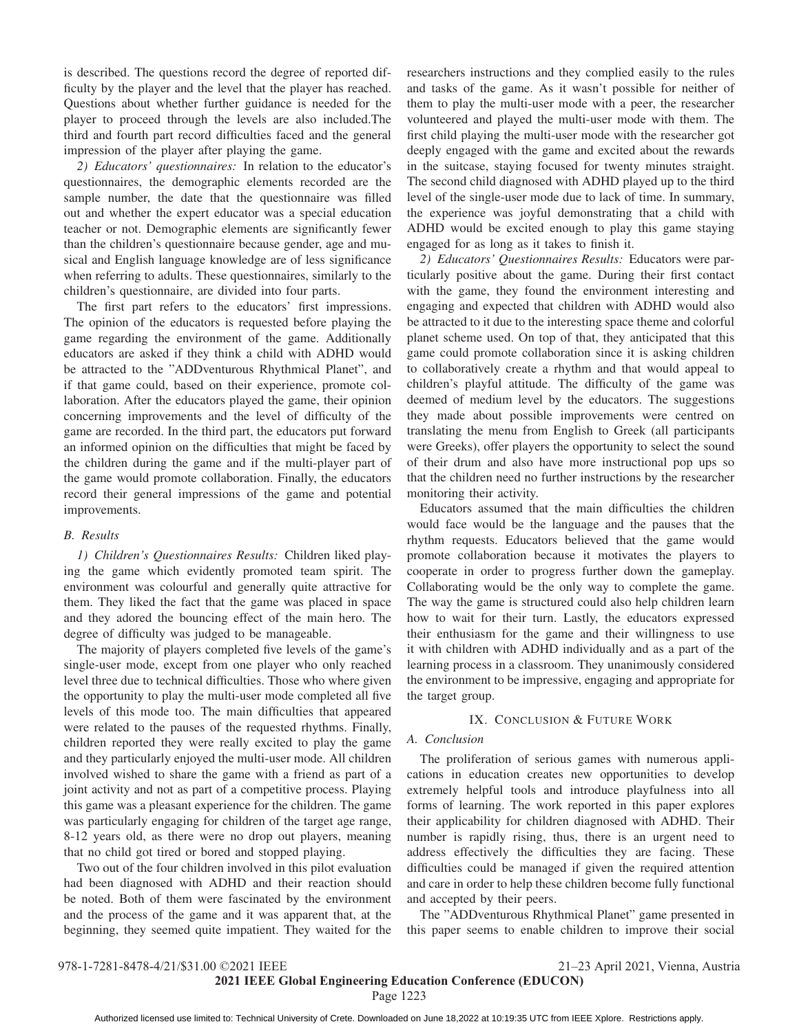is described. The questions record the degree of reported difficulty by the player and the level that the player has reached. Questions about whether further guidance is needed for the player to proceed through the levels are also included.The third and fourth part record difficulties faced and the general impression of the player after playing the game.

*2) Educators' questionnaires:* In relation to the educator's questionnaires, the demographic elements recorded are the sample number, the date that the questionnaire was filled out and whether the expert educator was a special education teacher or not. Demographic elements are significantly fewer than the children's questionnaire because gender, age and musical and English language knowledge are of less significance when referring to adults. These questionnaires, similarly to the children's questionnaire, are divided into four parts.

The first part refers to the educators' first impressions. The opinion of the educators is requested before playing the game regarding the environment of the game. Additionally educators are asked if they think a child with ADHD would be attracted to the "ADDventurous Rhythmical Planet", and if that game could, based on their experience, promote collaboration. After the educators played the game, their opinion concerning improvements and the level of difficulty of the game are recorded. In the third part, the educators put forward an informed opinion on the difficulties that might be faced by the children during the game and if the multi-player part of the game would promote collaboration. Finally, the educators record their general impressions of the game and potential improvements.

### B. Results

*1) Children's Questionnaires Results:* Children liked playing the game which evidently promoted team spirit. The environment was colourful and generally quite attractive for them. They liked the fact that the game was placed in space and they adored the bouncing effect of the main hero. The degree of difficulty was judged to be manageable.

The majority of players completed five levels of the game's single-user mode, except from one player who only reached level three due to technical difficulties. Those who where given the opportunity to play the multi-user mode completed all five levels of this mode too. The main difficulties that appeared were related to the pauses of the requested rhythms. Finally, children reported they were really excited to play the game and they particularly enjoyed the multi-user mode. All children involved wished to share the game with a friend as part of a joint activity and not as part of a competitive process. Playing this game was a pleasant experience for the children. The game was particularly engaging for children of the target age range, 8-12 years old, as there were no drop out players, meaning that no child got tired or bored and stopped playing.

Two out of the four children involved in this pilot evaluation had been diagnosed with ADHD and their reaction should be noted. Both of them were fascinated by the environment and the process of the game and it was apparent that, at the beginning, they seemed quite impatient. They waited for the researchers instructions and they complied easily to the rules and tasks of the game. As it wasn't possible for neither of them to play the multi-user mode with a peer, the researcher volunteered and played the multi-user mode with them. The first child playing the multi-user mode with the researcher got deeply engaged with the game and excited about the rewards in the suitcase, staying focused for twenty minutes straight. The second child diagnosed with ADHD played up to the third level of the single-user mode due to lack of time. In summary, the experience was joyful demonstrating that a child with ADHD would be excited enough to play this game staying engaged for as long as it takes to finish it.

*2) Educators' Questionnaires Results:* Educators were particularly positive about the game. During their first contact with the game, they found the environment interesting and engaging and expected that children with ADHD would also be attracted to it due to the interesting space theme and colorful planet scheme used. On top of that, they anticipated that this game could promote collaboration since it is asking children to collaboratively create a rhythm and that would appeal to children's playful attitude. The difficulty of the game was deemed of medium level by the educators. The suggestions they made about possible improvements were centred on translating the menu from English to Greek (all participants were Greeks), offer players the opportunity to select the sound of their drum and also have more instructional pop ups so that the children need no further instructions by the researcher monitoring their activity.

Educators assumed that the main difficulties the children would face would be the language and the pauses that the rhythm requests. Educators believed that the game would promote collaboration because it motivates the players to cooperate in order to progress further down the gameplay. Collaborating would be the only way to complete the game. The way the game is structured could also help children learn how to wait for their turn. Lastly, the educators expressed their enthusiasm for the game and their willingness to use it with children with ADHD individually and as a part of the learning process in a classroom. They unanimously considered the environment to be impressive, engaging and appropriate for the target group.

## IX. Conclusion & Future Work

### A. Conclusion

The proliferation of serious games with numerous applications in education creates new opportunities to develop extremely helpful tools and introduce playfulness into all forms of learning. The work reported in this paper explores their applicability for children diagnosed with ADHD. Their number is rapidly rising, thus, there is an urgent need to address effectively the difficulties they are facing. These difficulties could be managed if given the required attention and care in order to help these children become fully functional and accepted by their peers.

The "ADDventurous Rhythmical Planet" game presented in this paper seems to enable children to improve their social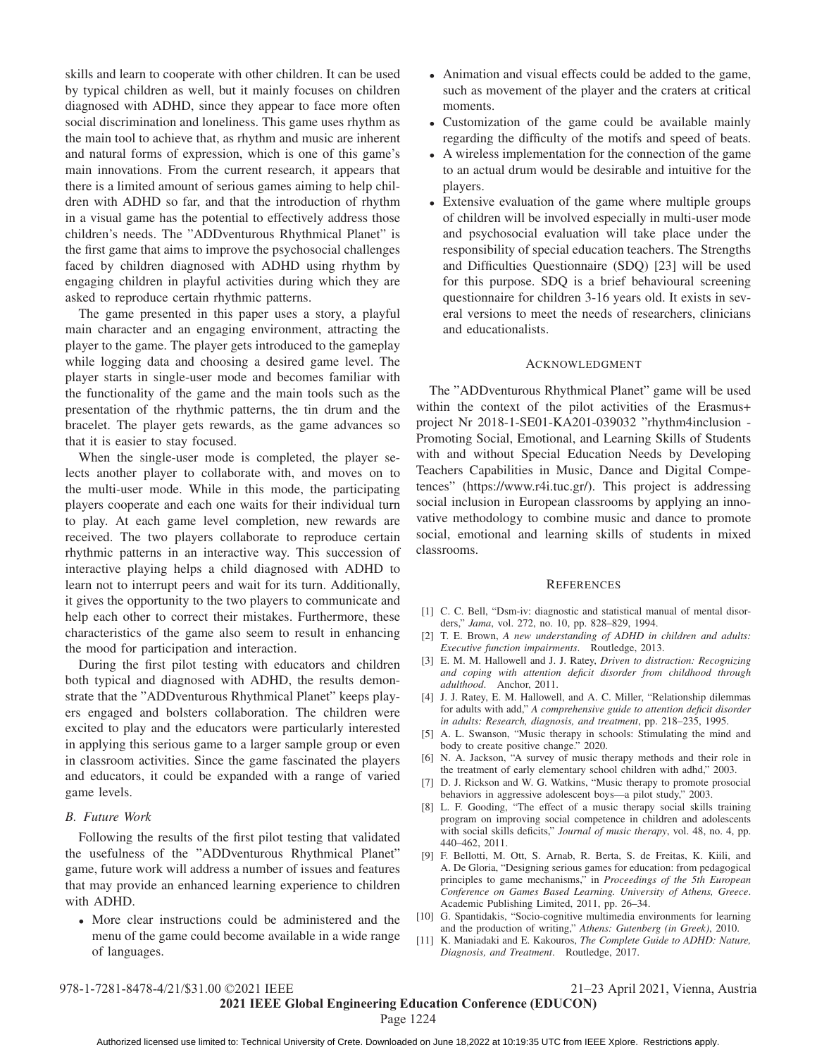skills and learn to cooperate with other children. It can be used by typical children as well, but it mainly focuses on children diagnosed with ADHD, since they appear to face more often social discrimination and loneliness. This game uses rhythm as the main tool to achieve that, as rhythm and music are inherent and natural forms of expression, which is one of this game's main innovations. From the current research, it appears that there is a limited amount of serious games aiming to help children with ADHD so far, and that the introduction of rhythm in a visual game has the potential to effectively address those children's needs. The "ADDventurous Rhythmical Planet" is the first game that aims to improve the psychosocial challenges faced by children diagnosed with ADHD using rhythm by engaging children in playful activities during which they are asked to reproduce certain rhythmic patterns.

The game presented in this paper uses a story, a playful main character and an engaging environment, attracting the player to the game. The player gets introduced to the gameplay while logging data and choosing a desired game level. The player starts in single-user mode and becomes familiar with the functionality of the game and the main tools such as the presentation of the rhythmic patterns, the tin drum and the bracelet. The player gets rewards, as the game advances so that it is easier to stay focused.

When the single-user mode is completed, the player selects another player to collaborate with, and moves on to the multi-user mode. While in this mode, the participating players cooperate and each one waits for their individual turn to play. At each game level completion, new rewards are received. The two players collaborate to reproduce certain rhythmic patterns in an interactive way. This succession of interactive playing helps a child diagnosed with ADHD to learn not to interrupt peers and wait for its turn. Additionally, it gives the opportunity to the two players to communicate and help each other to correct their mistakes. Furthermore, these characteristics of the game also seem to result in enhancing the mood for participation and interaction.

During the first pilot testing with educators and children both typical and diagnosed with ADHD, the results demonstrate that the "ADDventurous Rhythmical Planet" keeps players engaged and bolsters collaboration. The children were excited to play and the educators were particularly interested in applying this serious game to a larger sample group or even in classroom activities. Since the game fascinated the players and educators, it could be expanded with a range of varied game levels.

### B. Future Work

Following the results of the first pilot testing that validated the usefulness of the "ADDventurous Rhythmical Planet" game, future work will address a number of issues and features that may provide an enhanced learning experience to children with ADHD.

- More clear instructions could be administered and the menu of the game could become available in a wide range of languages.
- Animation and visual effects could be added to the game, such as movement of the player and the craters at critical moments.
- Customization of the game could be available mainly regarding the difficulty of the motifs and speed of beats.
- A wireless implementation for the connection of the game to an actual drum would be desirable and intuitive for the players.
- Extensive evaluation of the game where multiple groups of children will be involved especially in multi-user mode and psychosocial evaluation will take place under the responsibility of special education teachers. The Strengths and Difficulties Questionnaire (SDQ) [23] will be used for this purpose. SDQ is a brief behavioural screening questionnaire for children 3-16 years old. It exists in several versions to meet the needs of researchers, clinicians and educationalists.

## Acknowledgment

The "ADDventurous Rhythmical Planet" game will be used within the context of the pilot activities of the Erasmus+ project Nr 2018-1-SE01-KA201-039032 "rhythm4inclusion - Promoting Social, Emotional, and Learning Skills of Students with and without Special Education Needs by Developing Teachers Capabilities in Music, Dance and Digital Competences" (https://www.r4i.tuc.gr/). This project is addressing social inclusion in European classrooms by applying an innovative methodology to combine music and dance to promote social, emotional and learning skills of students in mixed classrooms.

## References

[1] C. C. Bell, "Dsm-iv: diagnostic and statistical manual of mental disorders," *Jama*, vol. 272, no. 10, pp. 828–829, 1994.

[2] T. E. Brown, *A new understanding of ADHD in children and adults: Executive function impairments*. Routledge, 2013.

[3] E. M. M. Hallowell and J. J. Ratey, *Driven to distraction: Recognizing and coping with attention deficit disorder from childhood through adulthood*. Anchor, 2011.

[4] J. J. Ratey, E. M. Hallowell, and A. C. Miller, "Relationship dilemmas for adults with add," *A comprehensive guide to attention deficit disorder in adults: Research, diagnosis, and treatment*, pp. 218–235, 1995.

[5] A. L. Swanson, "Music therapy in schools: Stimulating the mind and body to create positive change." 2020.

[6] N. A. Jackson, "A survey of music therapy methods and their role in the treatment of early elementary school children with adhd," 2003.

[7] D. J. Rickson and W. G. Watkins, "Music therapy to promote prosocial behaviors in aggressive adolescent boys—a pilot study," 2003.

[8] L. F. Gooding, "The effect of a music therapy social skills training program on improving social competence in children and adolescents with social skills deficits," *Journal of music therapy*, vol. 48, no. 4, pp. 440–462, 2011.

[9] F. Bellotti, M. Ott, S. Arnab, R. Berta, S. de Freitas, K. Kiili, and A. De Gloria, "Designing serious games for education: from pedagogical principles to game mechanisms," in *Proceedings of the 5th European Conference on Games Based Learning. University of Athens, Greece*. Academic Publishing Limited, 2011, pp. 26–34.

[10] G. Spantidakis, "Socio-cognitive multimedia environments for learning and the production of writing," *Athens: Gutenberg (in Greek)*, 2010.

[11] K. Maniadaki and E. Kakouros, *The Complete Guide to ADHD: Nature, Diagnosis, and Treatment*. Routledge, 2017.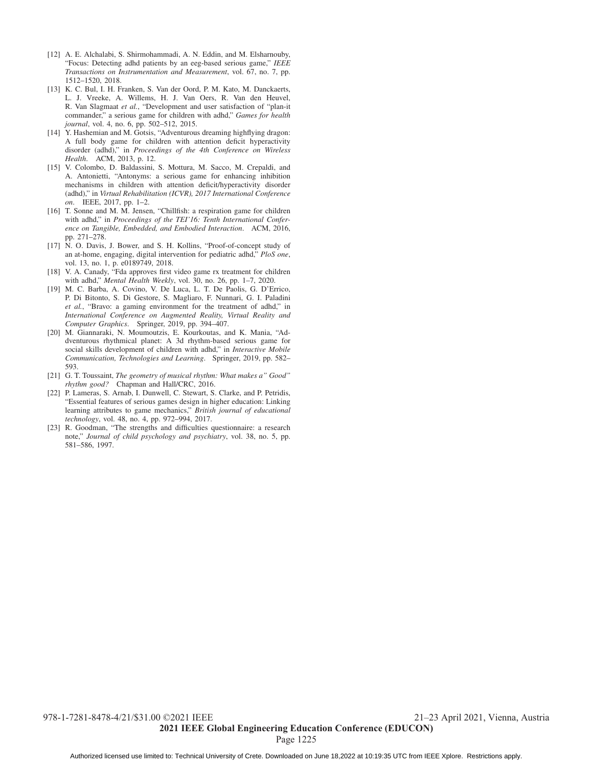[12] A. E. Alchalabi, S. Shirmohammadi, A. N. Eddin, and M. Elsharnouby, "Focus: Detecting adhd patients by an eeg-based serious game," *IEEE Transactions on Instrumentation and Measurement*, vol. 67, no. 7, pp. 1512–1520, 2018.

[13] K. C. Bul, I. H. Franken, S. Van der Oord, P. M. Kato, M. Danckaerts, L. J. Vreeke, A. Willems, H. J. Van Oers, R. Van den Heuvel, R. Van Slagmaat *et al.*, "Development and user satisfaction of "plan-it commander," a serious game for children with adhd," *Games for health journal*, vol. 4, no. 6, pp. 502–512, 2015.

[14] Y. Hashemian and M. Gotsis, "Adventurous dreaming highflying dragon: A full body game for children with attention deficit hyperactivity disorder (adhd)," in *Proceedings of the 4th Conference on Wireless Health*. ACM, 2013, p. 12.

[15] V. Colombo, D. Baldassini, S. Mottura, M. Sacco, M. Crepaldi, and A. Antonietti, "Antonyms: a serious game for enhancing inhibition mechanisms in children with attention deficit/hyperactivity disorder (adhd)," in *Virtual Rehabilitation (ICVR), 2017 International Conference on*. IEEE, 2017, pp. 1–2.

[16] T. Sonne and M. M. Jensen, "Chillfish: a respiration game for children with adhd," in *Proceedings of the TEI'16: Tenth International Conference on Tangible, Embedded, and Embodied Interaction*. ACM, 2016, pp. 271–278.

[17] N. O. Davis, J. Bower, and S. H. Kollins, "Proof-of-concept study of an at-home, engaging, digital intervention for pediatric adhd," *PloS one*, vol. 13, no. 1, p. e0189749, 2018.

[18] V. A. Canady, "Fda approves first video game rx treatment for children with adhd," *Mental Health Weekly*, vol. 30, no. 26, pp. 1–7, 2020.

[19] M. C. Barba, A. Covino, V. De Luca, L. T. De Paolis, G. D'Errico, P. Di Bitonto, S. Di Gestore, S. Magliaro, F. Nunnari, G. I. Paladini *et al.*, "Bravo: a gaming environment for the treatment of adhd," in *International Conference on Augmented Reality, Virtual Reality and Computer Graphics*. Springer, 2019, pp. 394–407.

[20] M. Giannaraki, N. Moumoutzis, E. Kourkoutas, and K. Mania, "Addventurous rhythmical planet: A 3d rhythm-based serious game for social skills development of children with adhd," in *Interactive Mobile Communication, Technologies and Learning*. Springer, 2019, pp. 582–593.

[21] G. T. Toussaint, *The geometry of musical rhythm: What makes a" Good" rhythm good?* Chapman and Hall/CRC, 2016.

[22] P. Lameras, S. Arnab, I. Dunwell, C. Stewart, S. Clarke, and P. Petridis, "Essential features of serious games design in higher education: Linking learning attributes to game mechanics," *British journal of educational technology*, vol. 48, no. 4, pp. 972–994, 2017.

[23] R. Goodman, "The strengths and difficulties questionnaire: a research note," *Journal of child psychology and psychiatry*, vol. 38, no. 5, pp. 581–586, 1997.